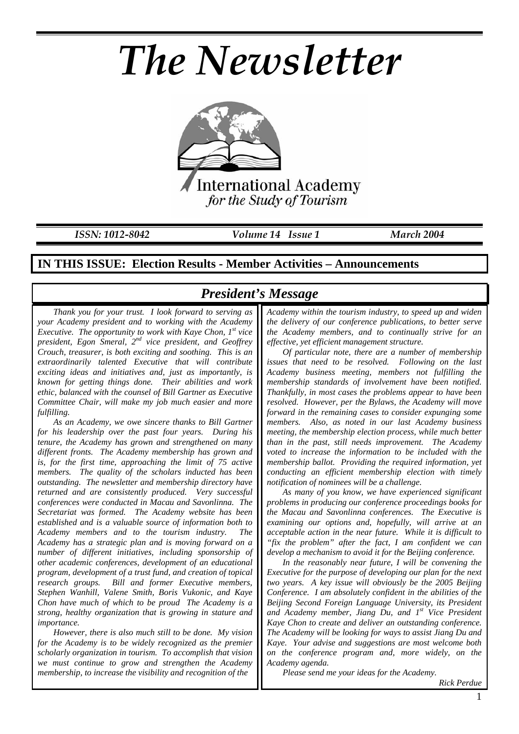# The Newsletter

International Academy
*for the Study of Tourism*

*ISSN: 1012-8042* *Volume 14 Issue 1* *March 2004*

**IN THIS ISSUE: Election Results - Member Activities – Announcements**

## *President's Message*

*Thank you for your trust. I look forward to serving as your Academy president and to working with the Academy Executive. The opportunity to work with Kaye Chon, 1st vice president, Egon Smeral, 2nd vice president, and Geoffrey Crouch, treasurer, is both exciting and soothing. This is an extraordinarily talented Executive that will contribute exciting ideas and initiatives and, just as importantly, is known for getting things done. Their abilities and work ethic, balanced with the counsel of Bill Gartner as Executive Committee Chair, will make my job much easier and more fulfilling.*

*As an Academy, we owe sincere thanks to Bill Gartner for his leadership over the past four years. During his tenure, the Academy has grown and strengthened on many different fronts. The Academy membership has grown and is, for the first time, approaching the limit of 75 active members. The quality of the scholars inducted has been outstanding. The newsletter and membership directory have returned and are consistently produced. Very successful conferences were conducted in Macau and Savonlinna. The Secretariat was formed. The Academy website has been established and is a valuable source of information both to Academy members and to the tourism industry. The Academy has a strategic plan and is moving forward on a number of different initiatives, including sponsorship of other academic conferences, development of an educational program, development of a trust fund, and creation of topical research groups. Bill and former Executive members, Stephen Wanhill, Valene Smith, Boris Vukonic, and Kaye Chon have much of which to be proud The Academy is a strong, healthy organization that is growing in stature and importance.*

*However, there is also much still to be done. My vision for the Academy is to be widely recognized as the premier scholarly organization in tourism. To accomplish that vision we must continue to grow and strengthen the Academy membership, to increase the visibility and recognition of the Academy within the tourism industry, to speed up and widen the delivery of our conference publications, to better serve the Academy members, and to continually strive for an effective, yet efficient management structure.*

*Of particular note, there are a number of membership issues that need to be resolved. Following on the last Academy business meeting, members not fulfilling the membership standards of involvement have been notified. Thankfully, in most cases the problems appear to have been resolved. However, per the Bylaws, the Academy will move forward in the remaining cases to consider expunging some members. Also, as noted in our last Academy business meeting, the membership election process, while much better than in the past, still needs improvement. The Academy voted to increase the information to be included with the membership ballot. Providing the required information, yet conducting an efficient membership election with timely notification of nominees will be a challenge.*

*As many of you know, we have experienced significant problems in producing our conference proceedings books for the Macau and Savonlinna conferences. The Executive is examining our options and, hopefully, will arrive at an acceptable action in the near future. While it is difficult to "fix the problem" after the fact, I am confident we can develop a mechanism to avoid it for the Beijing conference.*

*In the reasonably near future, I will be convening the Executive for the purpose of developing our plan for the next two years. A key issue will obviously be the 2005 Beijing Conference. I am absolutely confident in the abilities of the Beijing Second Foreign Language University, its President and Academy member, Jiang Du, and 1st Vice President Kaye Chon to create and deliver an outstanding conference. The Academy will be looking for ways to assist Jiang Du and Kaye. Your advise and suggestions are most welcome both on the conference program and, more widely, on the Academy agenda.*

*Please send me your ideas for the Academy.*

*Rick Perdue*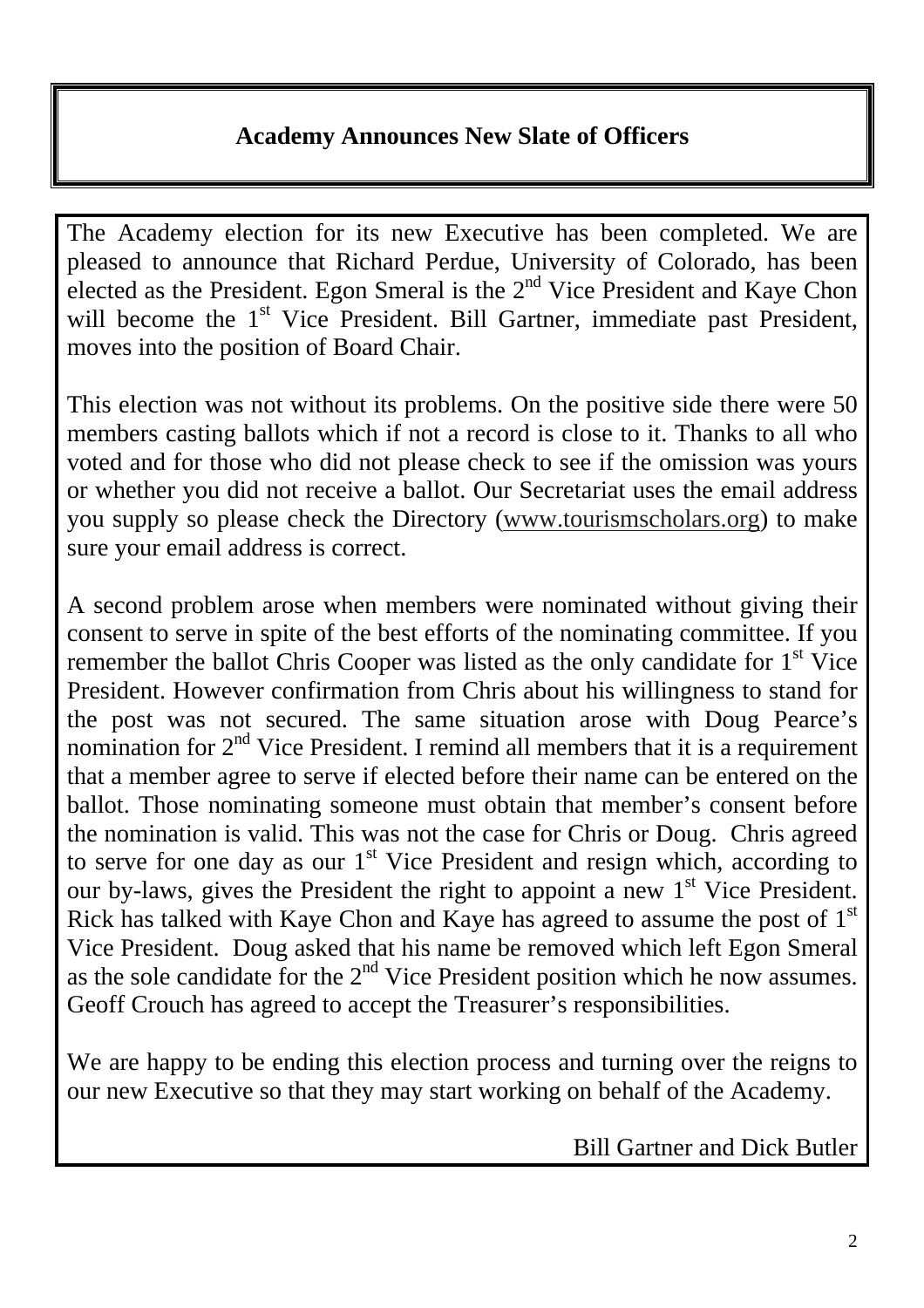## Academy Announces New Slate of Officers

The Academy election for its new Executive has been completed. We are pleased to announce that Richard Perdue, University of Colorado, has been elected as the President. Egon Smeral is the 2nd Vice President and Kaye Chon will become the 1st Vice President. Bill Gartner, immediate past President, moves into the position of Board Chair.

This election was not without its problems. On the positive side there were 50 members casting ballots which if not a record is close to it. Thanks to all who voted and for those who did not please check to see if the omission was yours or whether you did not receive a ballot. Our Secretariat uses the email address you supply so please check the Directory (www.tourismscholars.org) to make sure your email address is correct.

A second problem arose when members were nominated without giving their consent to serve in spite of the best efforts of the nominating committee. If you remember the ballot Chris Cooper was listed as the only candidate for 1st Vice President. However confirmation from Chris about his willingness to stand for the post was not secured. The same situation arose with Doug Pearce's nomination for 2nd Vice President. I remind all members that it is a requirement that a member agree to serve if elected before their name can be entered on the ballot. Those nominating someone must obtain that member's consent before the nomination is valid. This was not the case for Chris or Doug. Chris agreed to serve for one day as our 1st Vice President and resign which, according to our by-laws, gives the President the right to appoint a new 1st Vice President. Rick has talked with Kaye Chon and Kaye has agreed to assume the post of 1st Vice President. Doug asked that his name be removed which left Egon Smeral as the sole candidate for the 2nd Vice President position which he now assumes. Geoff Crouch has agreed to accept the Treasurer's responsibilities.

We are happy to be ending this election process and turning over the reigns to our new Executive so that they may start working on behalf of the Academy.

Bill Gartner and Dick Butler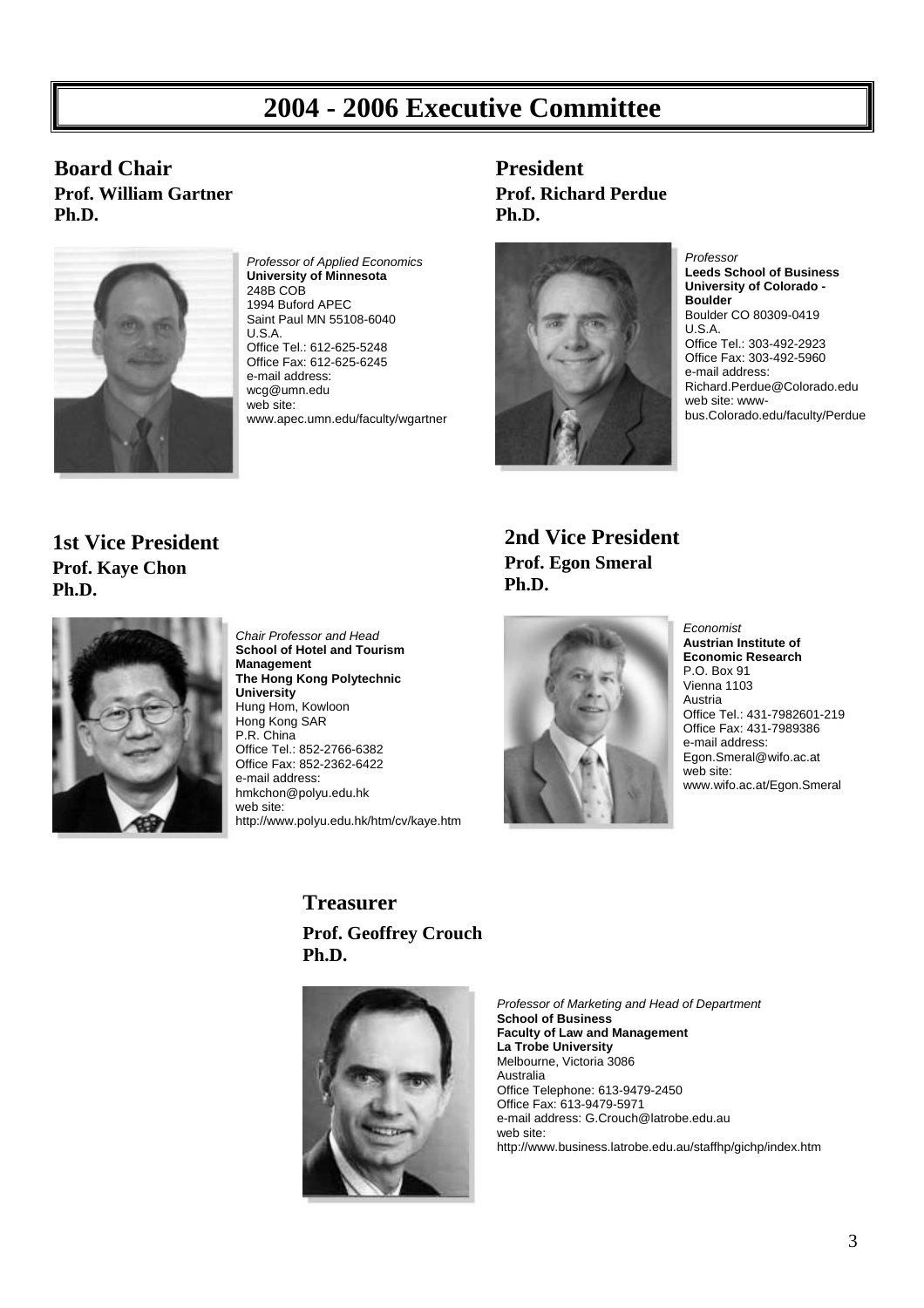# 2004 - 2006 Executive Committee

## Board Chair

**Prof. William Gartner**
**Ph.D.**

*Professor of Applied Economics*
**University of Minnesota**
248B COB
1994 Buford APEC
Saint Paul MN 55108-6040
U.S.A.
Office Tel.: 612-625-5248
Office Fax: 612-625-6245
e-mail address:
wcg@umn.edu
web site:
www.apec.umn.edu/faculty/wgartner

## President

**Prof. Richard Perdue**
**Ph.D.**

*Professor*
**Leeds School of Business**
**University of Colorado - Boulder**
Boulder CO 80309-0419
U.S.A.
Office Tel.: 303-492-2923
Office Fax: 303-492-5960
e-mail address:
Richard.Perdue@Colorado.edu
web site: www-bus.Colorado.edu/faculty/Perdue

## 1st Vice President

**Prof. Kaye Chon**
**Ph.D.**

*Chair Professor and Head*
**School of Hotel and Tourism Management**
**The Hong Kong Polytechnic University**
Hung Hom, Kowloon
Hong Kong SAR
P.R. China
Office Tel.: 852-2766-6382
Office Fax: 852-2362-6422
e-mail address:
hmkchon@polyu.edu.hk
web site:
http://www.polyu.edu.hk/htm/cv/kaye.htm

## 2nd Vice President

**Prof. Egon Smeral**
**Ph.D.**

*Economist*
**Austrian Institute of Economic Research**
P.O. Box 91
Vienna 1103
Austria
Office Tel.: 431-7982601-219
Office Fax: 431-7989386
e-mail address:
Egon.Smeral@wifo.ac.at
web site:
www.wifo.ac.at/Egon.Smeral

## Treasurer

**Prof. Geoffrey Crouch**
**Ph.D.**

*Professor of Marketing and Head of Department*
**School of Business**
**Faculty of Law and Management**
**La Trobe University**
Melbourne, Victoria 3086
Australia
Office Telephone: 613-9479-2450
Office Fax: 613-9479-5971
e-mail address: G.Crouch@latrobe.edu.au
web site:
http://www.business.latrobe.edu.au/staffhp/gichp/index.htm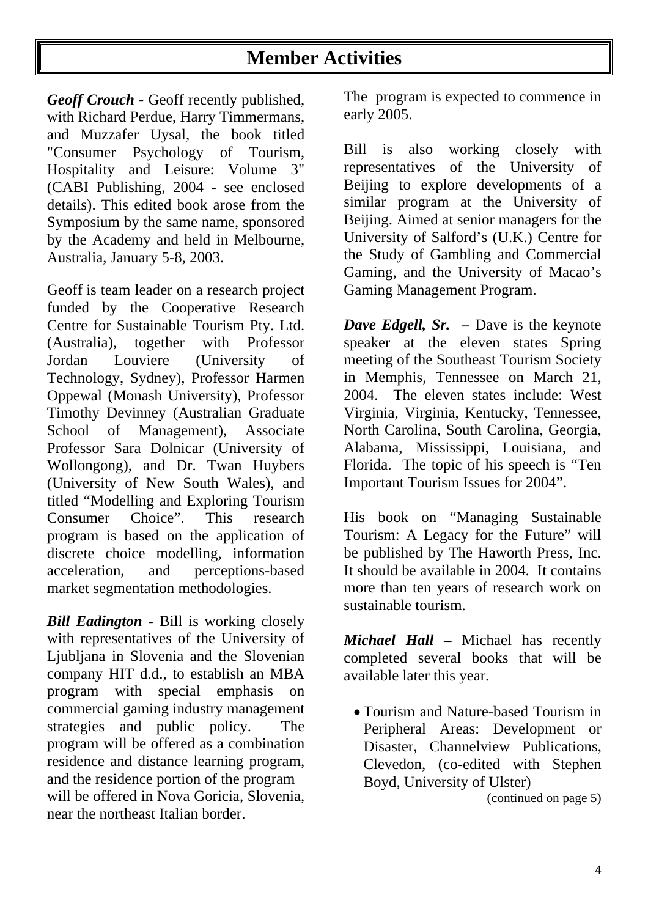# Member Activities

***Geoff Crouch*** **-** Geoff recently published, with Richard Perdue, Harry Timmermans, and Muzzafer Uysal, the book titled "Consumer Psychology of Tourism, Hospitality and Leisure: Volume 3" (CABI Publishing, 2004 - see enclosed details). This edited book arose from the Symposium by the same name, sponsored by the Academy and held in Melbourne, Australia, January 5-8, 2003.

Geoff is team leader on a research project funded by the Cooperative Research Centre for Sustainable Tourism Pty. Ltd. (Australia), together with Professor Jordan Louviere (University of Technology, Sydney), Professor Harmen Oppewal (Monash University), Professor Timothy Devinney (Australian Graduate School of Management), Associate Professor Sara Dolnicar (University of Wollongong), and Dr. Twan Huybers (University of New South Wales), and titled "Modelling and Exploring Tourism Consumer Choice". This research program is based on the application of discrete choice modelling, information acceleration, and perceptions-based market segmentation methodologies.

***Bill Eadington*** **-** Bill is working closely with representatives of the University of Ljubljana in Slovenia and the Slovenian company HIT d.d., to establish an MBA program with special emphasis on commercial gaming industry management strategies and public policy. The program will be offered as a combination residence and distance learning program, and the residence portion of the program will be offered in Nova Goricia, Slovenia, near the northeast Italian border. The program is expected to commence in early 2005.

Bill is also working closely with representatives of the University of Beijing to explore developments of a similar program at the University of Beijing. Aimed at senior managers for the University of Salford's (U.K.) Centre for the Study of Gambling and Commercial Gaming, and the University of Macao's Gaming Management Program.

***Dave Edgell, Sr.*** **–** Dave is the keynote speaker at the eleven states Spring meeting of the Southeast Tourism Society in Memphis, Tennessee on March 21, 2004. The eleven states include: West Virginia, Virginia, Kentucky, Tennessee, North Carolina, South Carolina, Georgia, Alabama, Mississippi, Louisiana, and Florida. The topic of his speech is "Ten Important Tourism Issues for 2004".

His book on "Managing Sustainable Tourism: A Legacy for the Future" will be published by The Haworth Press, Inc. It should be available in 2004. It contains more than ten years of research work on sustainable tourism.

***Michael Hall*** **–** Michael has recently completed several books that will be available later this year.

- Tourism and Nature-based Tourism in Peripheral Areas: Development or Disaster, Channelview Publications, Clevedon, (co-edited with Stephen Boyd, University of Ulster)

(continued on page 5)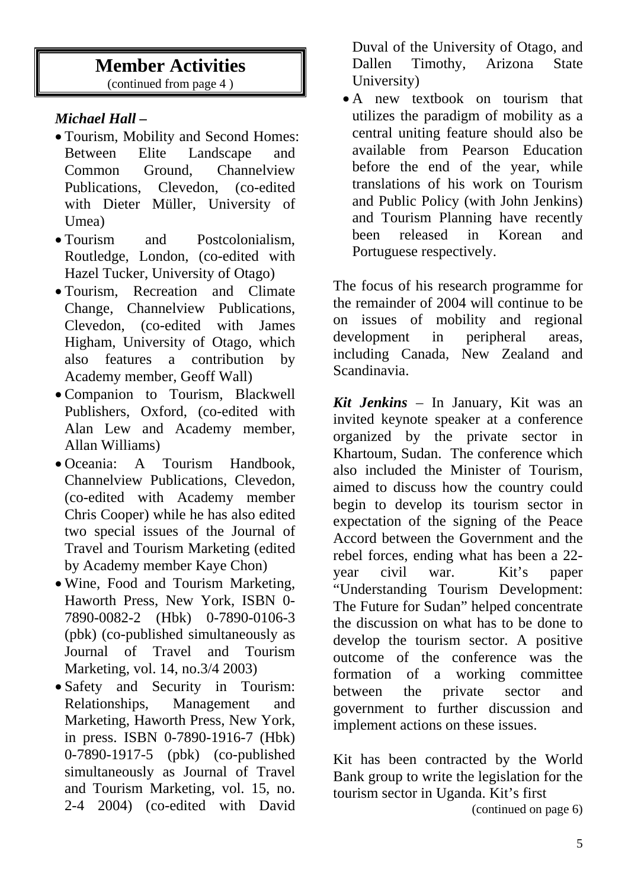# Member Activities

(continued from page 4 )

***Michael Hall –***

- Tourism, Mobility and Second Homes: Between Elite Landscape and Common Ground, Channelview Publications, Clevedon, (co-edited with Dieter Müller, University of Umea)
- Tourism and Postcolonialism, Routledge, London, (co-edited with Hazel Tucker, University of Otago)
- Tourism, Recreation and Climate Change, Channelview Publications, Clevedon, (co-edited with James Higham, University of Otago, which also features a contribution by Academy member, Geoff Wall)
- Companion to Tourism, Blackwell Publishers, Oxford, (co-edited with Alan Lew and Academy member, Allan Williams)
- Oceania: A Tourism Handbook, Channelview Publications, Clevedon, (co-edited with Academy member Chris Cooper) while he has also edited two special issues of the Journal of Travel and Tourism Marketing (edited by Academy member Kaye Chon)
- Wine, Food and Tourism Marketing, Haworth Press, New York, ISBN 0-7890-0082-2 (Hbk) 0-7890-0106-3 (pbk) (co-published simultaneously as Journal of Travel and Tourism Marketing, vol. 14, no.3/4 2003)
- Safety and Security in Tourism: Relationships, Management and Marketing, Haworth Press, New York, in press. ISBN 0-7890-1916-7 (Hbk) 0-7890-1917-5 (pbk) (co-published simultaneously as Journal of Travel and Tourism Marketing, vol. 15, no. 2-4 2004) (co-edited with David Duval of the University of Otago, and Dallen Timothy, Arizona State University)
- A new textbook on tourism that utilizes the paradigm of mobility as a central uniting feature should also be available from Pearson Education before the end of the year, while translations of his work on Tourism and Public Policy (with John Jenkins) and Tourism Planning have recently been released in Korean and Portuguese respectively.

The focus of his research programme for the remainder of 2004 will continue to be on issues of mobility and regional development in peripheral areas, including Canada, New Zealand and Scandinavia.

***Kit Jenkins*** – In January, Kit was an invited keynote speaker at a conference organized by the private sector in Khartoum, Sudan. The conference which also included the Minister of Tourism, aimed to discuss how the country could begin to develop its tourism sector in expectation of the signing of the Peace Accord between the Government and the rebel forces, ending what has been a 22-year civil war. Kit's paper "Understanding Tourism Development: The Future for Sudan" helped concentrate the discussion on what has to be done to develop the tourism sector. A positive outcome of the conference was the formation of a working committee between the private sector and government to further discussion and implement actions on these issues.

Kit has been contracted by the World Bank group to write the legislation for the tourism sector in Uganda. Kit's first

(continued on page 6)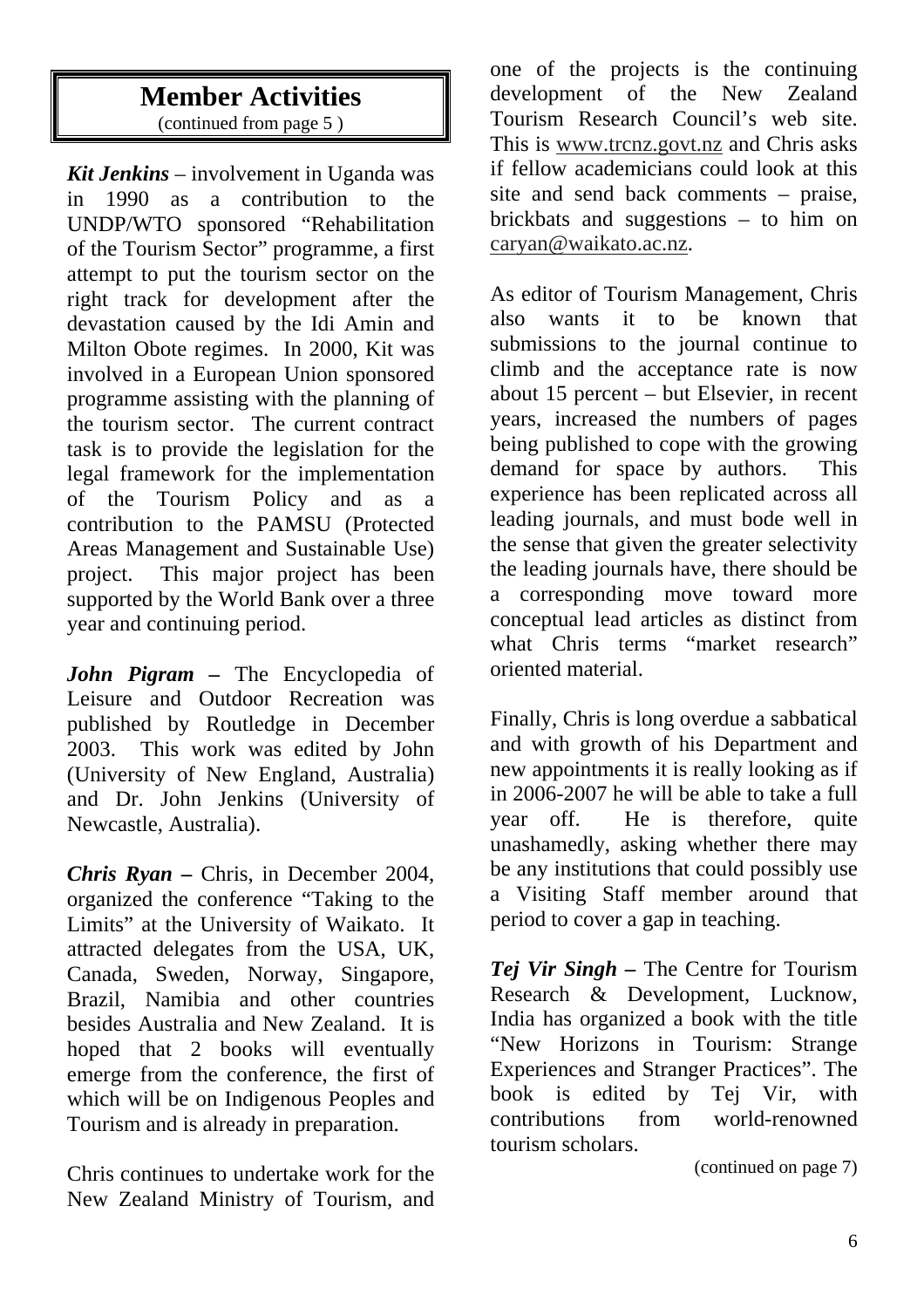# Member Activities

(continued from page 5 )

***Kit Jenkins*** – involvement in Uganda was in 1990 as a contribution to the UNDP/WTO sponsored "Rehabilitation of the Tourism Sector" programme, a first attempt to put the tourism sector on the right track for development after the devastation caused by the Idi Amin and Milton Obote regimes. In 2000, Kit was involved in a European Union sponsored programme assisting with the planning of the tourism sector. The current contract task is to provide the legislation for the legal framework for the implementation of the Tourism Policy and as a contribution to the PAMSU (Protected Areas Management and Sustainable Use) project. This major project has been supported by the World Bank over a three year and continuing period.

***John Pigram* –** The Encyclopedia of Leisure and Outdoor Recreation was published by Routledge in December 2003. This work was edited by John (University of New England, Australia) and Dr. John Jenkins (University of Newcastle, Australia).

***Chris Ryan* –** Chris, in December 2004, organized the conference "Taking to the Limits" at the University of Waikato. It attracted delegates from the USA, UK, Canada, Sweden, Norway, Singapore, Brazil, Namibia and other countries besides Australia and New Zealand. It is hoped that 2 books will eventually emerge from the conference, the first of which will be on Indigenous Peoples and Tourism and is already in preparation.

Chris continues to undertake work for the New Zealand Ministry of Tourism, and one of the projects is the continuing development of the New Zealand Tourism Research Council's web site. This is www.trcnz.govt.nz and Chris asks if fellow academicians could look at this site and send back comments – praise, brickbats and suggestions – to him on caryan@waikato.ac.nz.

As editor of Tourism Management, Chris also wants it to be known that submissions to the journal continue to climb and the acceptance rate is now about 15 percent – but Elsevier, in recent years, increased the numbers of pages being published to cope with the growing demand for space by authors. This experience has been replicated across all leading journals, and must bode well in the sense that given the greater selectivity the leading journals have, there should be a corresponding move toward more conceptual lead articles as distinct from what Chris terms "market research" oriented material.

Finally, Chris is long overdue a sabbatical and with growth of his Department and new appointments it is really looking as if in 2006-2007 he will be able to take a full year off. He is therefore, quite unashamedly, asking whether there may be any institutions that could possibly use a Visiting Staff member around that period to cover a gap in teaching.

***Tej Vir Singh* –** The Centre for Tourism Research & Development, Lucknow, India has organized a book with the title "New Horizons in Tourism: Strange Experiences and Stranger Practices". The book is edited by Tej Vir, with contributions from world-renowned tourism scholars.

(continued on page 7)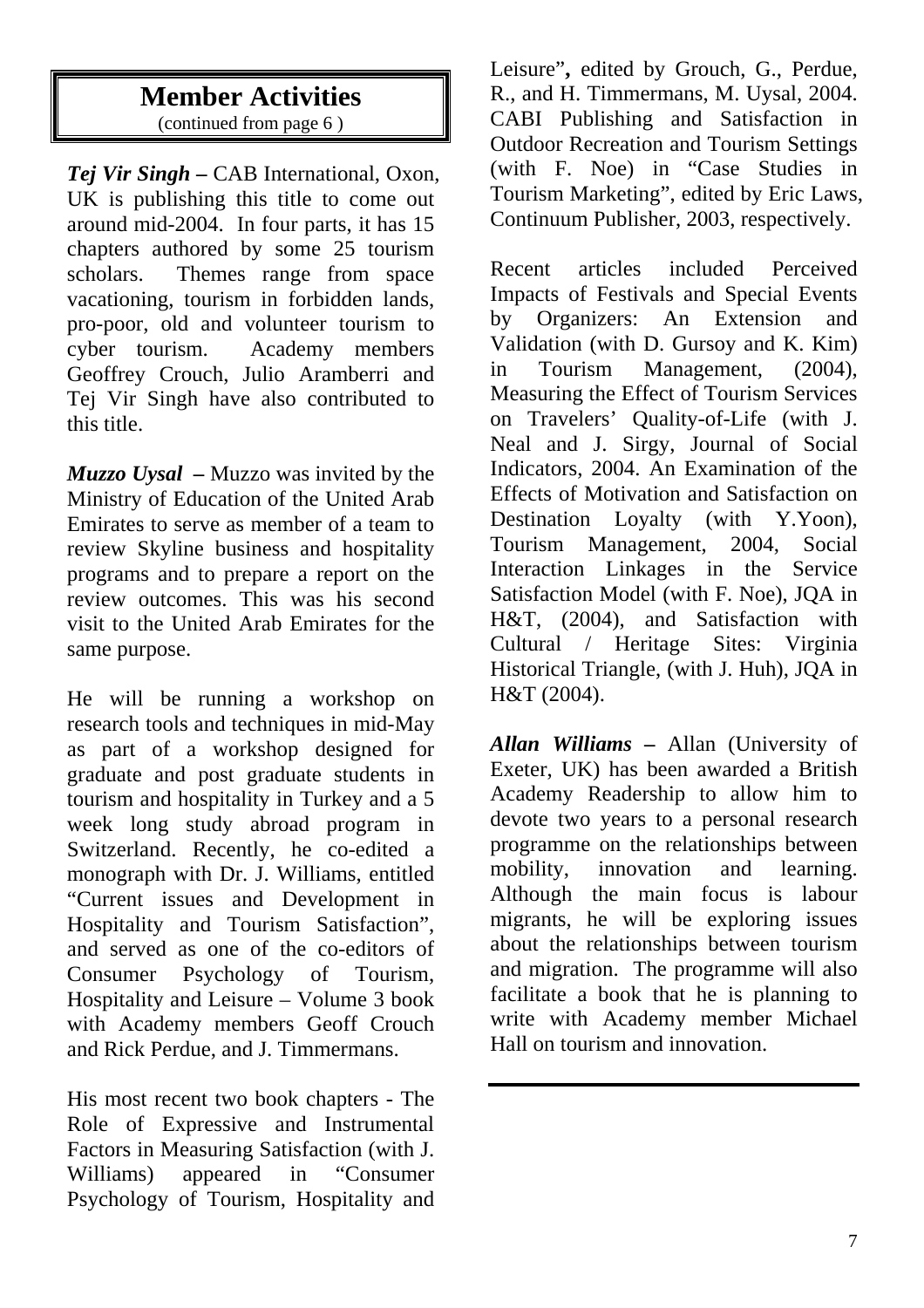## Member Activities

(continued from page 6 )

***Tej Vir Singh*** **–** CAB International, Oxon, UK is publishing this title to come out around mid-2004. In four parts, it has 15 chapters authored by some 25 tourism scholars. Themes range from space vacationing, tourism in forbidden lands, pro-poor, old and volunteer tourism to cyber tourism. Academy members Geoffrey Crouch, Julio Aramberri and Tej Vir Singh have also contributed to this title.

***Muzzo Uysal*** **–** Muzzo was invited by the Ministry of Education of the United Arab Emirates to serve as member of a team to review Skyline business and hospitality programs and to prepare a report on the review outcomes. This was his second visit to the United Arab Emirates for the same purpose.

He will be running a workshop on research tools and techniques in mid-May as part of a workshop designed for graduate and post graduate students in tourism and hospitality in Turkey and a 5 week long study abroad program in Switzerland. Recently, he co-edited a monograph with Dr. J. Williams, entitled "Current issues and Development in Hospitality and Tourism Satisfaction", and served as one of the co-editors of Consumer Psychology of Tourism, Hospitality and Leisure – Volume 3 book with Academy members Geoff Crouch and Rick Perdue, and J. Timmermans.

His most recent two book chapters - The Role of Expressive and Instrumental Factors in Measuring Satisfaction (with J. Williams) appeared in "Consumer Psychology of Tourism, Hospitality and Leisure"**,** edited by Grouch, G., Perdue, R., and H. Timmermans, M. Uysal, 2004. CABI Publishing and Satisfaction in Outdoor Recreation and Tourism Settings (with F. Noe) in "Case Studies in Tourism Marketing", edited by Eric Laws, Continuum Publisher, 2003, respectively.

Recent articles included Perceived Impacts of Festivals and Special Events by Organizers: An Extension and Validation (with D. Gursoy and K. Kim) in Tourism Management, (2004), Measuring the Effect of Tourism Services on Travelers' Quality-of-Life (with J. Neal and J. Sirgy, Journal of Social Indicators, 2004. An Examination of the Effects of Motivation and Satisfaction on Destination Loyalty (with Y.Yoon), Tourism Management, 2004, Social Interaction Linkages in the Service Satisfaction Model (with F. Noe), JQA in H&T, (2004), and Satisfaction with Cultural / Heritage Sites: Virginia Historical Triangle, (with J. Huh), JQA in H&T (2004).

***Allan Williams*** **–** Allan (University of Exeter, UK) has been awarded a British Academy Readership to allow him to devote two years to a personal research programme on the relationships between mobility, innovation and learning. Although the main focus is labour migrants, he will be exploring issues about the relationships between tourism and migration. The programme will also facilitate a book that he is planning to write with Academy member Michael Hall on tourism and innovation.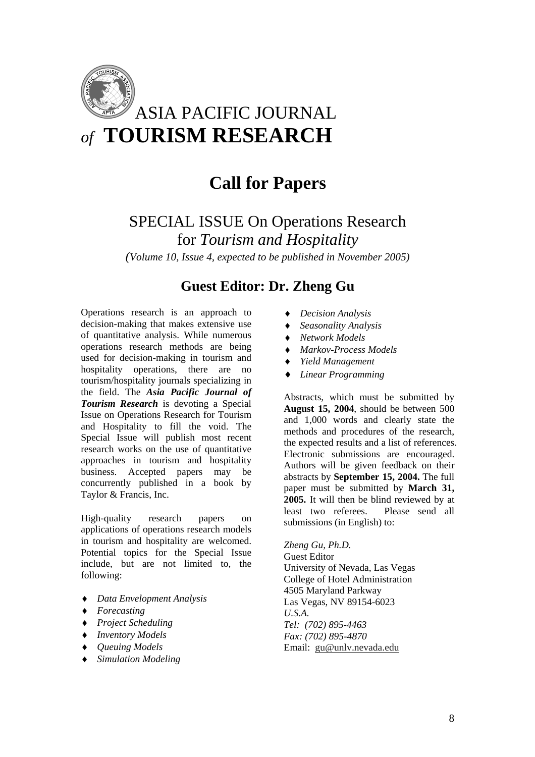# ASIA PACIFIC JOURNAL *of* TOURISM RESEARCH

## Call for Papers

### SPECIAL ISSUE On Operations Research for *Tourism and Hospitality*

*(Volume 10, Issue 4, expected to be published in November 2005)*

### Guest Editor: Dr. Zheng Gu

Operations research is an approach to decision-making that makes extensive use of quantitative analysis. While numerous operations research methods are being used for decision-making in tourism and hospitality operations, there are no tourism/hospitality journals specializing in the field. The ***Asia Pacific Journal of Tourism Research*** is devoting a Special Issue on Operations Research for Tourism and Hospitality to fill the void. The Special Issue will publish most recent research works on the use of quantitative approaches in tourism and hospitality business. Accepted papers may be concurrently published in a book by Taylor & Francis, Inc.

High-quality research papers on applications of operations research models in tourism and hospitality are welcomed. Potential topics for the Special Issue include, but are not limited to, the following:

- *Data Envelopment Analysis*
- *Forecasting*
- *Project Scheduling*
- *Inventory Models*
- *Queuing Models*
- *Simulation Modeling*
- *Decision Analysis*
- *Seasonality Analysis*
- *Network Models*
- *Markov-Process Models*
- *Yield Management*
- *Linear Programming*

Abstracts, which must be submitted by **August 15, 2004**, should be between 500 and 1,000 words and clearly state the methods and procedures of the research, the expected results and a list of references. Electronic submissions are encouraged. Authors will be given feedback on their abstracts by **September 15, 2004.** The full paper must be submitted by **March 31, 2005.** It will then be blind reviewed by at least two referees. Please send all submissions (in English) to:

*Zheng Gu, Ph.D.*
Guest Editor
University of Nevada, Las Vegas
College of Hotel Administration
4505 Maryland Parkway
Las Vegas, NV 89154-6023
*U.S.A.*
*Tel: (702) 895-4463*
*Fax: (702) 895-4870*
Email: gu@unlv.nevada.edu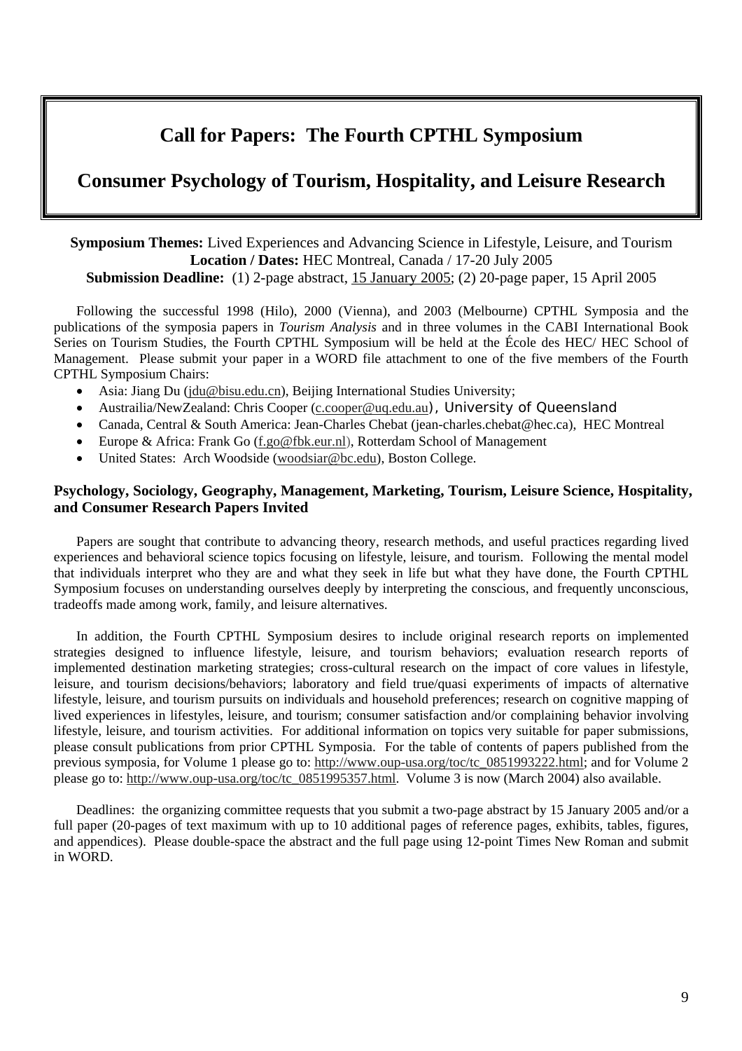# Call for Papers: The Fourth CPTHL Symposium

## Consumer Psychology of Tourism, Hospitality, and Leisure Research

**Symposium Themes:** Lived Experiences and Advancing Science in Lifestyle, Leisure, and Tourism
**Location / Dates:** HEC Montreal, Canada / 17-20 July 2005
**Submission Deadline:** (1) 2-page abstract, 15 January 2005; (2) 20-page paper, 15 April 2005

Following the successful 1998 (Hilo), 2000 (Vienna), and 2003 (Melbourne) CPTHL Symposia and the publications of the symposia papers in *Tourism Analysis* and in three volumes in the CABI International Book Series on Tourism Studies, the Fourth CPTHL Symposium will be held at the École des HEC/ HEC School of Management. Please submit your paper in a WORD file attachment to one of the five members of the Fourth CPTHL Symposium Chairs:

- Asia: Jiang Du (jdu@bisu.edu.cn), Beijing International Studies University;
- Austrailia/NewZealand: Chris Cooper (c.cooper@uq.edu.au), University of Queensland
- Canada, Central & South America: Jean-Charles Chebat (jean-charles.chebat@hec.ca), HEC Montreal
- Europe & Africa: Frank Go (f.go@fbk.eur.nl), Rotterdam School of Management
- United States: Arch Woodside (woodsiar@bc.edu), Boston College.

**Psychology, Sociology, Geography, Management, Marketing, Tourism, Leisure Science, Hospitality, and Consumer Research Papers Invited**

Papers are sought that contribute to advancing theory, research methods, and useful practices regarding lived experiences and behavioral science topics focusing on lifestyle, leisure, and tourism. Following the mental model that individuals interpret who they are and what they seek in life but what they have done, the Fourth CPTHL Symposium focuses on understanding ourselves deeply by interpreting the conscious, and frequently unconscious, tradeoffs made among work, family, and leisure alternatives.

In addition, the Fourth CPTHL Symposium desires to include original research reports on implemented strategies designed to influence lifestyle, leisure, and tourism behaviors; evaluation research reports of implemented destination marketing strategies; cross-cultural research on the impact of core values in lifestyle, leisure, and tourism decisions/behaviors; laboratory and field true/quasi experiments of impacts of alternative lifestyle, leisure, and tourism pursuits on individuals and household preferences; research on cognitive mapping of lived experiences in lifestyles, leisure, and tourism; consumer satisfaction and/or complaining behavior involving lifestyle, leisure, and tourism activities. For additional information on topics very suitable for paper submissions, please consult publications from prior CPTHL Symposia. For the table of contents of papers published from the previous symposia, for Volume 1 please go to: http://www.oup-usa.org/toc/tc_0851993222.html; and for Volume 2 please go to: http://www.oup-usa.org/toc/tc_0851995357.html. Volume 3 is now (March 2004) also available.

Deadlines: the organizing committee requests that you submit a two-page abstract by 15 January 2005 and/or a full paper (20-pages of text maximum with up to 10 additional pages of reference pages, exhibits, tables, figures, and appendices). Please double-space the abstract and the full page using 12-point Times New Roman and submit in WORD.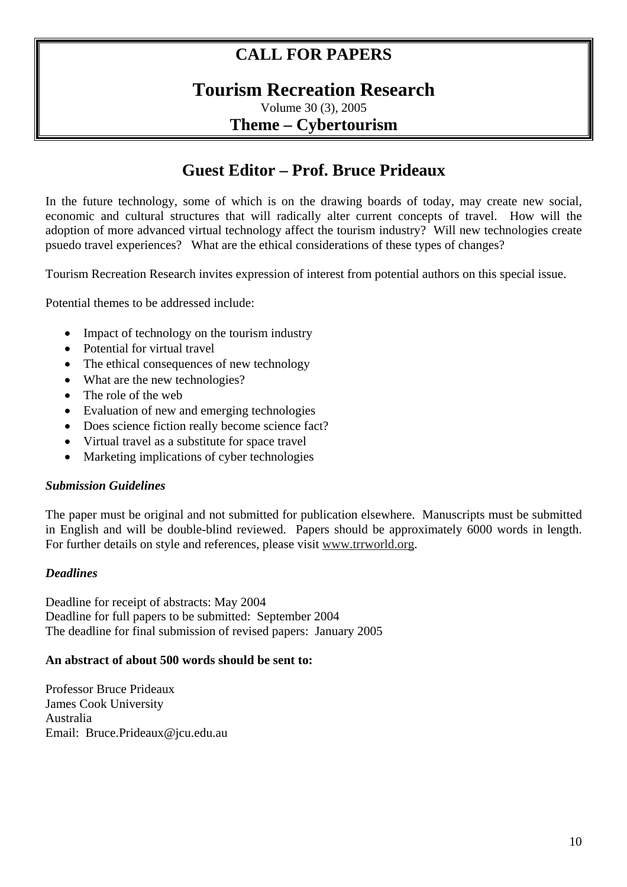# CALL FOR PAPERS

## Tourism Recreation Research

Volume 30 (3), 2005

**Theme – Cybertourism**

## Guest Editor – Prof. Bruce Prideaux

In the future technology, some of which is on the drawing boards of today, may create new social, economic and cultural structures that will radically alter current concepts of travel. How will the adoption of more advanced virtual technology affect the tourism industry? Will new technologies create psuedo travel experiences? What are the ethical considerations of these types of changes?

Tourism Recreation Research invites expression of interest from potential authors on this special issue.

Potential themes to be addressed include:

- Impact of technology on the tourism industry
- Potential for virtual travel
- The ethical consequences of new technology
- What are the new technologies?
- The role of the web
- Evaluation of new and emerging technologies
- Does science fiction really become science fact?
- Virtual travel as a substitute for space travel
- Marketing implications of cyber technologies

***Submission Guidelines***

The paper must be original and not submitted for publication elsewhere. Manuscripts must be submitted in English and will be double-blind reviewed. Papers should be approximately 6000 words in length. For further details on style and references, please visit www.trrworld.org.

***Deadlines***

Deadline for receipt of abstracts: May 2004
Deadline for full papers to be submitted: September 2004
The deadline for final submission of revised papers: January 2005

**An abstract of about 500 words should be sent to:**

Professor Bruce Prideaux
James Cook University
Australia
Email: Bruce.Prideaux@jcu.edu.au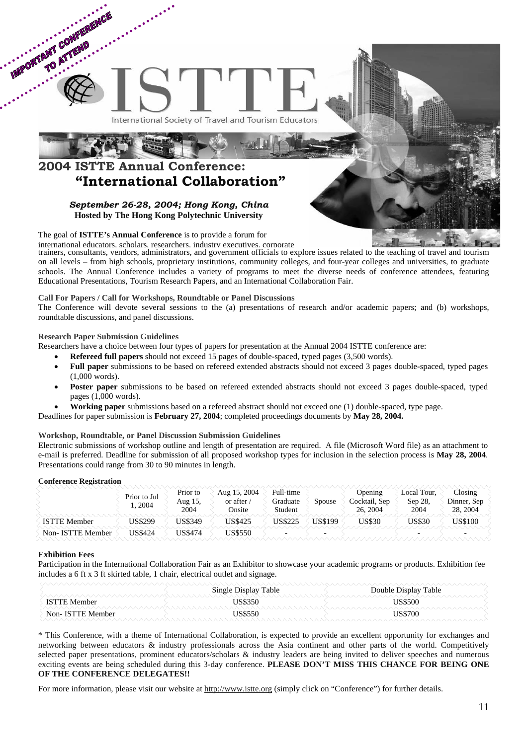IMPORTANT CONFERENCE TO ATTEND

# ISTTE

International Society of Travel and Tourism Educators

## 2004 ISTTE Annual Conference: "International Collaboration"

***September 26-28, 2004; Hong Kong, China***
**Hosted by The Hong Kong Polytechnic University**

The goal of **ISTTE's Annual Conference** is to provide a forum for international educators, scholars, researchers, industry executives, corporate trainers, consultants, vendors, administrators, and government officials to explore issues related to the teaching of travel and tourism on all levels – from high schools, proprietary institutions, community colleges, and four-year colleges and universities, to graduate schools. The Annual Conference includes a variety of programs to meet the diverse needs of conference attendees, featuring Educational Presentations, Tourism Research Papers, and an International Collaboration Fair.

### Call For Papers / Call for Workshops, Roundtable or Panel Discussions

The Conference will devote several sessions to the (a) presentations of research and/or academic papers; and (b) workshops, roundtable discussions, and panel discussions.

### Research Paper Submission Guidelines

Researchers have a choice between four types of papers for presentation at the Annual 2004 ISTTE conference are:

- **Refereed full papers** should not exceed 15 pages of double-spaced, typed pages (3,500 words).
- **Full paper** submissions to be based on refereed extended abstracts should not exceed 3 pages double-spaced, typed pages (1,000 words).
- **Poster paper** submissions to be based on refereed extended abstracts should not exceed 3 pages double-spaced, typed pages (1,000 words).
- **Working paper** submissions based on a refereed abstract should not exceed one (1) double-spaced, type page.

Deadlines for paper submission is **February 27, 2004**; completed proceedings documents by **May 28, 2004.**

### Workshop, Roundtable, or Panel Discussion Submission Guidelines

Electronic submissions of workshop outline and length of presentation are required. A file (Microsoft Word file) as an attachment to e-mail is preferred. Deadline for submission of all proposed workshop types for inclusion in the selection process is **May 28, 2004**. Presentations could range from 30 to 90 minutes in length.

### Conference Registration

| | Prior to Jul 1, 2004 | Prior to Aug 15, 2004 | Aug 15, 2004 or after / Onsite | Full-time Graduate Student | Spouse | Opening Cocktail, Sep 26, 2004 | Local Tour, Sep 28, 2004 | Closing Dinner, Sep 28, 2004 |
|---|---|---|---|---|---|---|---|---|
| ISTTE Member | US$299 | US$349 | US$425 | US$225 | US$199 | US$30 | US$30 | US$100 |
| Non- ISTTE Member | US$424 | US$474 | US$550 | - | - | | - | - |

### Exhibition Fees

Participation in the International Collaboration Fair as an Exhibitor to showcase your academic programs or products. Exhibition fee includes a 6 ft x 3 ft skirted table, 1 chair, electrical outlet and signage.

| | Single Display Table | Double Display Table |
|---|---|---|
| ISTTE Member | US$350 | US$500 |
| Non- ISTTE Member | US$550 | US$700 |

* This Conference, with a theme of International Collaboration, is expected to provide an excellent opportunity for exchanges and networking between educators & industry professionals across the Asia continent and other parts of the world. Competitively selected paper presentations, prominent educators/scholars & industry leaders are being invited to deliver speeches and numerous exciting events are being scheduled during this 3-day conference. **PLEASE DON'T MISS THIS CHANCE FOR BEING ONE OF THE CONFERENCE DELEGATES!!**

For more information, please visit our website at http://www.istte.org (simply click on "Conference") for further details.